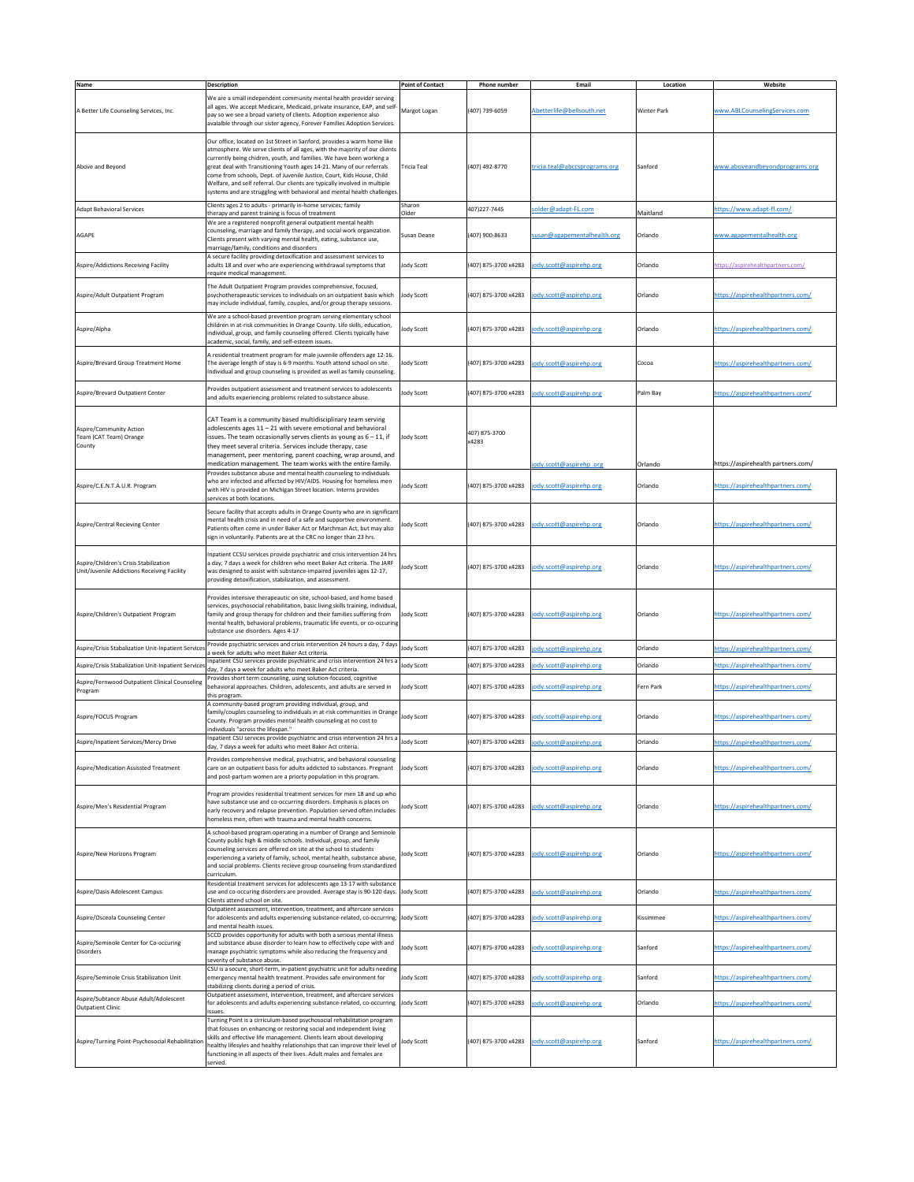| Name | Description | Point of Contact | Phone number | Email | Location | Website |
|---|---|---|---|---|---|---|
| A Better Life Counseling Services, Inc. | We are a small independent community mental health provider serving all ages. We accept Medicare, Medicaid, private insurance, EAP, and self-pay so we see a broad variety of clients. Adoption experience also avaialble through our sister agency, Forever Families Adoption Services. | Margot Logan | (407) 739-6059 | Abetterlife@bellsouth.net | Winter Park | www.ABLCounselingServices.com |
| Above and Beyond | Our office, located on 1st Street in Sanford, provides a warm home like atmosphere. We serve clients of all ages, with the majority of our clients currently being children, youth, and families. We have been working a great deal with Transitioning Youth ages 14-21. Many of our referrals come from schools, Dept. of Juvenile Justice, Court, Kids House, Child Welfare, and self referral. Our clients are typically involved in multiple systems and are struggling with behavioral and mental health challenges. | Tricia Teal | (407) 492-8770 | tricia.teal@abccsprograms.org | Sanford | www.aboveandbeyondprograms.org |
| Adapt Behavioral Services | Clients ages 2 to adults - primarily in-home services; family therapy and parent training is focus of treatment | Sharon Older | 407)227-7445 | solder@adapt-FL.com | Maitland | https://www.adapt-fl.com/ |
| AGAPE | We are a registered nonprofit general outpatient mental health counseling, marriage and family therapy, and social work organization. Clients present with varying mental health, eating, substance use, marriage/family, conditions and disorders | Susan Deane | (407) 900-8633 | susan@agapementalhealth.org | Orlando | www.agapementalhealth.org |
| Aspire/Addictions Receiving Facility | A secure facility providing detoxification and assessment services to adults 18 and over who are experiencing withdrawal symptoms that require medical management. | Jody Scott | (407) 875-3700 x4283 | jody.scott@aspirehp.org | Orlando | https://aspirehealthpartners.com/ |
| Aspire/Adult Outpatient Program | The Adult Outpatient Program provides comprehensive, focused, psychotherapeutic services to individuals on an outpatient basis which may include individual, family, couples, and/or group therapy sessions. | Jody Scott | (407) 875-3700 x4283 | jody.scott@aspirehp.org | Orlando | https://aspirehealthpartners.com/ |
| Aspire/Alpha | We are a school-based prevention program serving elementary school children in at-risk communities in Orange County. Life skills, education, individual, group, and family counseling offered. Clients typically have academic, social, family, and self-esteem issues. | Jody Scott | (407) 875-3700 x4283 | jody.scott@aspirehp.org | Orlando | https://aspirehealthpartners.com/ |
| Aspire/Brevard Group Treatment Home | A residential treatment program for male juvenile offenders age 12-16. The average length of stay is 6-9 months. Youth attend school on site. Individual and group counseling is provided as well as family counseling. | Jody Scott | (407) 875-3700 x4283 | jody.scott@aspirehp.org | Cocoa | https://aspirehealthpartners.com/ |
| Aspire/Brevard Outpatient Center | Provides outpatient assessment and treatment services to adolescents and adults experiencing problems related to substance abuse. | Jody Scott | (407) 875-3700 x4283 | jody.scott@aspirehp.org | Palm Bay | https://aspirehealthpartners.com/ |
| Aspire/Community Action Team (CAT Team) Orange County | CAT Team is a community based multidisciplinary team serving adolescents ages 11 – 21 with severe emotional and behavioral issues. The team occasionally serves clients as young as 6 – 11, if they meet several criteria. Services include therapy, case management, peer mentoring, parent coaching, wrap around, and medication management. The team works with the entire family. | Jody Scott | 407) 875-3700 x4283 | jody.scott@aspirehp .org | Orlando | https://aspirehealth partners.com/ |
| Aspire/C.E.N.T.A.U.R. Program | Provides substance abuse and mental health counseling to individuals who are infected and affected by HIV/AIDS. Housing for homeless men with HIV is provided on Michigan Street location. Interns provides services at both locations. | Jody Scott | (407) 875-3700 x4283 | jody.scott@aspirehp.org | Orlando | https://aspirehealthpartners.com/ |
| Aspire/Central Recieving Center | Secure facility that accepts adults in Orange County who are in significant mental health crisis and in need of a safe and supportive environment. Patients often come in under Baker Act or Marchman Act, but may also sign in voluntarily. Patients are at the CRC no longer than 23 hrs. | Jody Scott | (407) 875-3700 x4283 | jody.scott@aspirehp.org | Orlando | https://aspirehealthpartners.com/ |
| Aspire/Children's Crisis Stabilization Unit/Juvenile Addictions Receiving Facility | Inpatient CCSU services provide psychiatric and crisis intervention 24 hrs a day, 7 days a week for children who meet Baker Act criteria. The JARF was designed to assist with substance-impaired juveniles ages 12-17, providing detoxification, stabilization, and assessment. | Jody Scott | (407) 875-3700 x4283 | jody.scott@aspirehp.org | Orlando | https://aspirehealthpartners.com/ |
| Aspire/Children's Outpatient Program | Provides intensive therapeautic on site, school-based, and home based services, psychosocial rehabilitation, basic living skills training, individual, family and group therapy for children and their families suffering from mental health, behavioral problems, traumatic life events, or co-occuring substance use disorders. Ages 4-17 | Jody Scott | (407) 875-3700 x4283 | jody.scott@aspirehp.org | Orlando | https://aspirehealthpartners.com/ |
| Aspire/Crisis Stabalization Unit-Inpatient Services | Provide psychiatric services and crisis intervention 24 hours a day, 7 days a week for adults who meet Baker Act criteria. | Jody Scott | (407) 875-3700 x4283 | jody.scott@aspirehp.org | Orlando | https://aspirehealthpartners.com/ |
| Aspire/Crisis Stabalization Unit-Inpatient Services | Inpatient CSU services provide psychiatric and crisis intervention 24 hrs a day, 7 days a week for adults who meet Baker Act criteria. | Jody Scott | (407) 875-3700 x4283 | jody.scott@aspirehp.org | Orlando | https://aspirehealthpartners.com/ |
| Aspire/Fernwood Outpatient Clinical Counseling Program | Provides short term counseling, using solution-focused, cognitive behavioral approaches. Children, adolescents, and adults are served in this program. | Jody Scott | (407) 875-3700 x4283 | jody.scott@aspirehp.org | Fern Park | https://aspirehealthpartners.com/ |
| Aspire/FOCUS Program | A community-based program providing individual, group, and family/couples counseling to individuals in at-risk communities in Orange County. Program provides mental health counseling at no cost to individuals "across the lifespan." | Jody Scott | (407) 875-3700 x4283 | jody.scott@aspirehp.org | Orlando | https://aspirehealthpartners.com/ |
| Aspire/Inpatient Services/Mercy Drive | Inpatient CSU services provide psychiatric and crisis intervention 24 hrs a day, 7 days a week for adults who meet Baker Act criteria. | Jody Scott | (407) 875-3700 x4283 | jody.scott@aspirehp.org | Orlando | https://aspirehealthpartners.com/ |
| Aspire/Medication Assissted Treatment | Provides comprehensive medical, psychiatric, and behavioral counseling care on an outpatient basis for adults addicted to substances. Pregnant and post-partum women are a priorty population in this program. | Jody Scott | (407) 875-3700 x4283 | jody.scott@aspirehp.org | Orlando | https://aspirehealthpartners.com/ |
| Aspire/Men's Residential Program | Program provides residential treatment services for men 18 and up who have substance use and co-occurring disorders. Emphasis is places on early recovery and relapse prevention. Population served often includes homeless men, often with trauma and mental health concerns. | Jody Scott | (407) 875-3700 x4283 | jody.scott@aspirehp.org | Orlando | https://aspirehealthpartners.com/ |
| Aspire/New Horizons Program | A school-based program operating in a number of Orange and Seminole County public high & middle schools. Individual, group, and family counseling services are offered on site at the school to students experiencing a variety of family, school, mental health, substance abuse, and social problems. Clients recieve group counseling from standardized curriculum. | Jody Scott | (407) 875-3700 x4283 | jody.scott@aspirehp.org | Orlando | https://aspirehealthpartners.com/ |
| Aspire/Oasis Adolescent Campus | Residential treatment services for adolescents age 13-17 with substance use and co-occuring disorders are provided. Average stay is 90-120 days. Clients attend school on site. | Jody Scott | (407) 875-3700 x4283 | jody.scott@aspirehp.org | Orlando | https://aspirehealthpartners.com/ |
| Aspire/Osceola Counseling Center | Outpatient assessment, intervention, treatment, and aftercare services for adolescents and adults experiencing substance-related, co-occurring, and mental health issues. | Jody Scott | (407) 875-3700 x4283 | jody.scott@aspirehp.org | Kissimmee | https://aspirehealthpartners.com/ |
| Aspire/Seminole Center for Co-occuring Disorders | SCCD provides opportunity for adults with both a serious mental illness and substance abuse disorder to learn how to effectively cope with and manage psychiatric symptoms while also reducing the frequency and severity of substance abuse. | Jody Scott | (407) 875-3700 x4283 | jody.scott@aspirehp.org | Sanford | https://aspirehealthpartners.com/ |
| Aspire/Seminole Crisis Stabilization Unit | CSU is a secure, short-term, in-patient psychiatric unit for adults needing emergency mental health treatment. Provides safe environment for stabilizing clients during a period of crisis. | Jody Scott | (407) 875-3700 x4283 | jody.scott@aspirehp.org | Sanford | https://aspirehealthpartners.com/ |
| Aspire/Subtance Abuse Adult/Adolescent Outpatient Clinic | Outpatient assessment, intervention, treatment, and aftercare services for adolescents and adults experiencing substance-related, co-occurring issues. | Jody Scott | (407) 875-3700 x4283 | jody.scott@aspirehp.org | Orlando | https://aspirehealthpartners.com/ |
| Aspire/Turning Point-Psychosocial Rehabilitation | Turning Point is a cirriculum-based psychosocial rehabilitation program that focuses on enhancing or restoring social and independent living skills and effective life management. Clients learn about developing healthy lifesyles and healthy relationships that can improve their level of functioning in all aspects of their lives. Adult males and females are served. | Jody Scott | (407) 875-3700 x4283 | jody.scott@aspirehp.org | Sanford | https://aspirehealthpartners.com/ |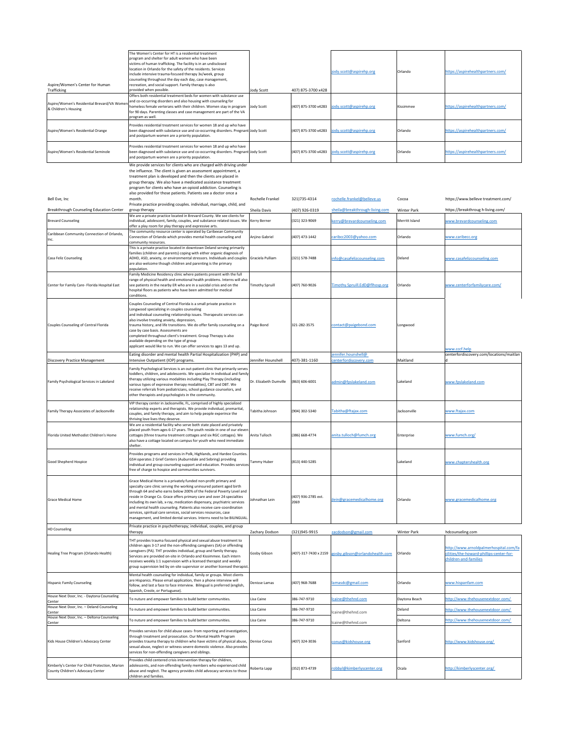| | | | | | | |
|---|---|---|---|---|---|---|
| Aspire/Women's Center for Human Trafficking | The Women's Center for HT is a residential treatment program and shelter for adult women who have been victims of human trafficking. The facility is in an undisclosed location in Orlando for the safety of the residents. Services include intensive trauma-focused therapy 3x/week, group counseling throughout the day each day, case management, recreation, and social support. Family therapy is also provided when possible. | Jody Scott | 407) 875-3700 x428 | jody.scott@aspirehp.org | Orlando | https://aspirehealthpartners.com/ |
| Aspire/Women's Residential Brevard/VA Women & Children's Housing | Offers both residential treatment beds for women with substance use and co-occurring disorders and also housing with counseling for homeless female veterans with their children. Women stay in program for 90 days. Parenting classes and case management are part of the VA program as well. | Jody Scott | (407) 875-3700 x4283 | jody.scott@aspirehp.org | Kissimmee | https://aspirehealthpartners.com/ |
| Aspire/Women's Residential Orange | Provides residential treatment services for women 18 and up who have been diagnosed with substance use and co-occurring disorders. Pregnant and postpartum women are a priority population. | Jody Scott | (407) 875-3700 x4283 | jody.scott@aspirehp.org | Orlando | https://aspirehealthpartners.com/ |
| Aspire/Women's Residential Seminole | Provides residential treatment services for women 18 and up who have been diagnosed with substance use and co-occurring disorders. Pregnant and postpartum women are a priority population. | Jody Scott | (407) 875-3700 x4283 | jody.scott@aspirehp.org | Orlando | https://aspirehealthpartners.com/ |
| Bell Eve, Inc | We provide services for clients who are charged with driving under the influence. The client is given an assessment appointment, a treatment plan is developed and then the clients are placed in group therapy. We also have a medicated assistance treatment program for clients who have an opioid addiction. Counseling is also provided for those patients. Patients see a doctor once a month. | Rochelle Frankel | 321)735-4314 | rochelle.frankel@belleve.us | Cocoa | https://www.belleve treatment.com/ |
| Breakthrough Counseling Education Center | Private practice providing couples. individual, marriage, child, and group therapy | Sheila Davis | (407) 926-0319 | sheila@breakthrough-living.com | Winter Park | https://breakthroug h-living.com/ |
| Brevard Counseling | We are a private practice located in Brevard County. We see clients for individual, adolescent, family, couples, and substance related issues. We offer a play room for play therapy and expressive arts. | Kerry Berner | (321) 323-9069 | kerry@brevardcounseling.com | Merritt Island | www.brevardcounseling.com |
| Caribbean Community Connection of Orlando, Inc. | The community resource center is operated by Caribeean Community Connection of Orlando which provides mental health counseling and community resources. | Anjino Gabriel | (407) 473-1442 | caribcc2003@yahoo.com | Orlando | www.caribecc.org |
| Casa Feliz Counseling | This is a private practice located in downtown Deland serving primarily families (children and parents) coping with either organic diagnosis of ADHD, ASD, anxiety, or environmental stressors. Individuals and couples are also welcome though children and parenting is the primary population. | Graciela Pulliam | (321) 578-7488 | info@casafelizcounseling.com | Deland | www.casafelizcounseling.com |
| Center for Family Care- Florida Hospital East | Family Medicine Residency clinic where patients present with the full range of physical health and emotional health problems. Interns will also see patients in the nearby ER who are in a suicidal crisis and on the hospital floors as patients who have been admitted for medical conditions. | Timothy Spruill | (407) 760-9026 | Timothy.Spruill.EdD@flhosp.org | Orlando | www.centerforfamilycare.com/ |
| Couples Counseling of Central Florida | Couples Counseling of Central Florida is a small private practice in Longwood specializing in couples counseling and individual counseling relationship issues. Therapeutic services can also involve treating anxiety, depression, trauma history, and life transitions. We do offer family counseling on a case by case basis. Assessments are completed throughout client's treatment. Group Therapy is also available depending on the type of group applicant would like to run. We can offer services to ages 13 and up. | Paige Bond | 321-282-3575 | contact@paigebond.com | Longwood | www.cccf.help |
| Discovery Practice Management | Eating disorder and mental health Partial Hospitalization (PHP) and Intensive Outpatient (IOP) programs. | Jennifer Hounshell | 407)-381-1160 | jennifer.hounshell@ centerfordiscovery.com | Maitland | centerfordiscovery.com/locations/maitland |
| Family Psychological Services in Lakeland | Family Psychological Services is an out-patient clinic that primarily serves toddlers, children, and adolescents. We specialize in individual and family therapy utilizing various modalities including Play Therapy (including various types of expressive therapy modalities), CBT and DBT. We receive referrals from pediatricians, school guidance counselors, and other therapists and psychologists in the community. | Dr. Elizabeth Dumville | (863) 606-6001 | admin@fpslakeland.com | Lakeland | www.fpslakeland.com |
| Family Therapy Associates of Jacksonville | VIP therapy center in Jacksonville, FL, comprised of highly specialized relationship experts and therapists. We provide individual, premarital, couples, and family therapy, and aim to help people experience the thriving love lives they deserve. | Tabitha Johnson | (904) 302-5340 | Tabitha@ftajax.com | Jacksonville | www.ftajax.com |
| Florida United Methodist Children's Home | We are a residential facility who serve both state placed and privately placed youth from ages 6-17 years. The youth reside in one of our eleven cottages (three trauma treatment cottages and six RGC cottages). We also have a cottage located on campus for youth who need immediate shelter. | Anita Tulloch | (386) 668-4774 | anita.tulloch@fumch.org | Enterprise | www.fumch.org/ |
| Good Shepherd Hospice | Provides programs and services in Polk, Highlands, and Hardee Counties. GSH operates 2 Grief Centers (Auburndale and Sebring) providing individual and group counseling support and education. Provides services free of charge to hospice and communities survivors. | Tammy Huber | (813) 440-5285 | | Lakeland | www.chaptershealth.org |
| Grace Medical Home | Grace Medical Home is a privately funded non-profit primary and specialty care clinic serving the working uninsured patient aged birth through 64 and who earns below 200% of the Federal Poverty Level and reside in Orange Co. Grace offers primary care and over 24 specialties including its own lab, x-ray, medication dispensary, psychiatric services and mental health counseling. Patients also receive care-coordination services, spiritual care services, social services resources, case management, and limited dental services. Interns need to be BILINGUAL. | Johnathan Lein | (407) 936-2785 ext. 2069 | jlein@gracemedicalhome.org | Orlando | www.gracemedicalhome.org |
| HD Counseling | Private practice in psychotherapy; individual, couples, and group therapy | Zachary Dodson | (321)945-9915 | zacdodson@gmail.com | Winter Park | hdcounseling.com |
| Healing Tree Program (Orlando Health) | THT provides trauma focused physical and sexual abuse treatment to children ages 3-17 and the non-offending caregivers (SA) or offending caregivers (PA). THT provides individual, group and family therapy. Services are provided on-site in Orlando and Kissimmee. Each intern receives weekly 1:1 supervision with a licensed therapist and weekly group supervision led by on-site supervisor or another licensed therapist. | Gosby Gibson | (407)-317-7430 x 2159 | gosby.gibson@orlandohealth.com | Orlando | http://www.arnoldpalmerhospital.com/facilities/the-howard-phillips-center-for-children-and-families |
| Hispanic Family Counseling | Mental health counseling for individual, family or groups. Most clients are Hispanics. Please email application, then a phone interview will follow, and last a face to face interview. Bilingual is preferred (english, Spanish, Creole, or Portuguese). | Denisse Lamas | (407) 968-7688 | lamasdc@gmail.com | Orlando | www.hispanfam.com |
| House Next Door, Inc. - Daytona Counseling Center | To nuture and empower families to build better communities. | Lisa Caine | 386-747-9710 | lcaine@thehnd.com | Daytona Beach | http://www.thehousenextdoor.com/ |
| House Next Door, Inc. – Deland Counseling Center | To nuture and empower families to build better communities. | Lisa Caine | 386-747-9710 | lcaine@thehnd.com | Deland | http://www.thehousenextdoor.com/ |
| House Next Door, Inc. – Deltona Counseling Center | To nuture and empower families to build better communities. | Lisa Caine | 386-747-9710 | lcaine@thehnd.com | Deltona | http://www.thehousenextdoor.com/ |
| Kids House Children's Advocacy Center | Provides services for child abuse cases- from reporting and investigation, through treatment and prosecution. Our Mental Health Program provides trauma therapy to children who have victims of physical abuse, sexual abuse, neglect or witness severe domestic violence. Also provides services for non-offending caregivers and siblings. | Denise Conus | (407) 324-3036 | conus@kidshouse.org | Sanford | http://www.kidshouse.org/ |
| Kimberly's Center For Child Protection, Marion County Children's Advocacy Center | Provides child centered crisis intervention therapy for children, adolescents, and non-offending family members who experienced child abuse and neglect. The agency provides child advocacy services to those children and families. | Roberta Lapp | (352) 873-4739 | robbyl@kimberlyscenter.org | Ocala | http://kimberlyscenter.org/ |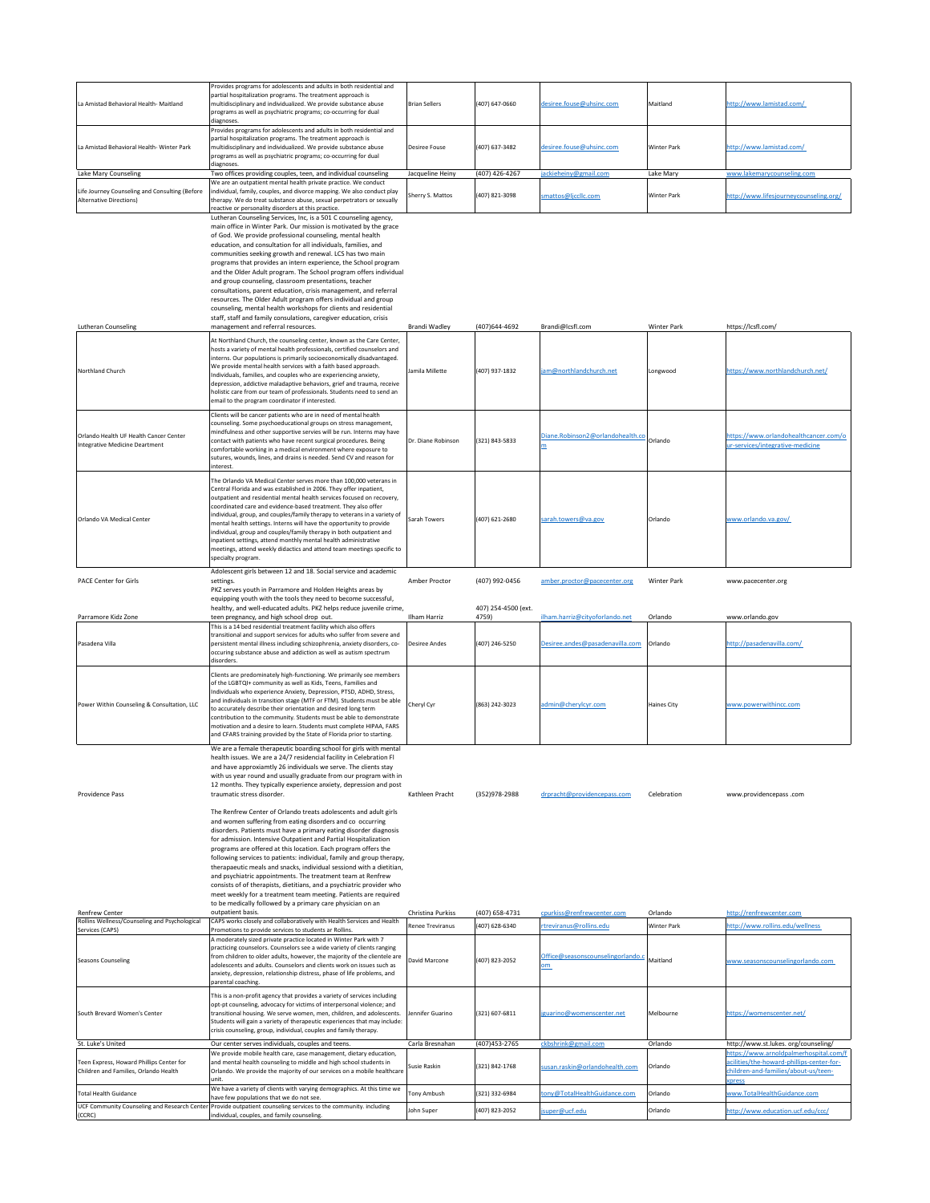| | | | | | | |
|---|---|---|---|---|---|---|
| La Amistad Behavioral Health- Maitland | Provides programs for adolescents and adults in both residential and partial hospitalization programs. The treatment approach is multidisciplinary and individualized. We provide substance abuse programs as well as psychiatric programs; co-occurring for dual diagnoses. | Brian Sellers | (407) 647-0660 | desiree.fouse@uhsinc.com | Maitland | http://www.lamistad.com/ |
| La Amistad Behavioral Health- Winter Park | Provides programs for adolescents and adults in both residential and partial hospitalization programs. The treatment approach is multidisciplinary and individualized. We provide substance abuse programs as well as psychiatric programs; co-occurring for dual diagnoses. | Desiree Fouse | (407) 637-3482 | desiree.fouse@uhsinc.com | Winter Park | http://www.lamistad.com/ |
| Lake Mary Counseling | Two offices providing couples, teen, and individual counseling | Jacqueline Heiny | (407) 426-4267 | jackieheiny@gmail.com | Lake Mary | www.lakemarycounseling.com |
| Life Journey Counseling and Consulting (Before Alternative Directions) | We are an outpatient mental health private practice. We conduct individual, family, couples, and divorce mapping. We also conduct play therapy. We do treat substance abuse, sexual perpetrators or sexually reactive or personality disorders at this practice. | Sherry S. Mattos | (407) 821-3098 | smattos@ljccllc.com | Winter Park | http://www.lifesjourneycounseling.org/ |
| Lutheran Counseling | Lutheran Counseling Services, Inc, is a 501 C counseling agency, main office in Winter Park. Our mission is motivated by the grace of God. We provide professional counseling, mental health education, and consultation for all individuals, families, and communities seeking growth and renewal. LCS has two main programs that provides an intern experience, the School program and the Older Adult program. The School program offers individual and group counseling, classroom presentations, teacher consultations, parent education, crisis management, and referral resources. The Older Adult program offers individual and group counseling, mental health workshops for clients and residential staff, staff and family consulations, caregiver education, crisis management and referral resources. | Brandi Wadley | (407)644-4692 | Brandi@lcsfl.com | Winter Park | https://lcsfl.com/ |
| Northland Church | At Northland Church, the counseling center, known as the Care Center, hosts a variety of mental health professionals, certified counselors and interns. Our populations is primarily socioeconomically disadvantaged. We provide mental health services with a faith based approach. Individuals, families, and couples who are experiencing anxiety, depression, addictive maladaptive behaviors, grief and trauma, receive holistic care from our team of professionals. Students need to send an email to the program coordinator if interested. | Jamila Millette | (407) 937-1832 | jam@northlandchurch.net | Longwood | https://www.northlandchurch.net/ |
| Orlando Health UF Health Cancer Center Integrative Medicine Deprtment | Clients will be cancer patients who are in need of mental health counseling. Some psychoeducational groups on stress management, mindfulness and other supportive servies will be run. Interns may have contact with patients who have recent surgical procedures. Being comfortable working in a medical environment where exposure to sutures, wounds, lines, and drains is needed. Send CV and reason for interest. | Dr. Diane Robinson | (321) 843-5833 | Diane.Robinson2@orlandohealth.com | Orlando | https://www.orlandohealthcancer.com/our-services/integrative-medicine |
| Orlando VA Medical Center | The Orlando VA Medical Center serves more than 100,000 veterans in Central Florida and was established in 2006. They offer inpatient, outpatient and residential mental health services focused on recovery, coordinated care and evidence-based treatment. They also offer individual, group, and couples/family therapy to veterans in a variety of mental health settings. Interns will have the opportunity to provide individual, group and couples/family therapy in both outpatient and inpatient settings, attend monthly mental health administrative meetings, attend weekly didactics and attend team meetings specific to specialty program. | Sarah Towers | (407) 621-2680 | sarah.towers@va.gov | Orlando | www.orlando.va.gov/ |
| PACE Center for Girls | Adolescent girls between 12 and 18. Social service and academic settings. | Amber Proctor | (407) 992-0456 | amber.proctor@pacecenter.org | Winter Park | www.pacecenter.org |
| Parramore Kidz Zone | PKZ serves youth in Parramore and Holden Heights areas by equipping youth with the tools they need to become successful, healthy, and well-educated adults. PKZ helps reduce juvenile crime, teen pregnancy, and high school drop out. | Ilham Harriz | 407) 254-4500 (ext. 4759) | ilham.harriz@cityoforlando.net | Orlando | www.orlando.gov |
| Pasadena Villa | This is a 14 bed residential treatment facility which also offers transitional and support services for adults who suffer from severe and persistent mental illness including schizophrenia, anxiety disorders, co-occuring substance abuse and addiction as well as autism spectrum disorders. | Desiree Andes | (407) 246-5250 | Desiree.andes@pasadenavilla.com | Orlando | http://pasadenavilla.com/ |
| Power Within Counseling & Consultation, LLC | Clients are predominately high-functioning. We primarily see members of the LGBTQI+ community as well as Kids, Teens, Families and Individuals who experience Anxiety, Depression, PTSD, ADHD, Stress, and individuals in transition stage (MTF or FTM). Students must be able to accurately describe their orientation and desired long term contribution to the community. Students must be able to demonstrate motivation and a desire to learn. Students must complete HIPAA, FARS and CFARS training provided by the State of Florida prior to starting. | Cheryl Cyr | (863) 242-3023 | admin@cherylcyr.com | Haines City | www.powerwithincc.com |
| Providence Pass | We are a female therapeutic boarding school for girls with mental health issues. We are a 24/7 residencial facility in Celebration Fl and have approxiamtly 26 individuals we serve. The clients stay with us year round and usually graduate from our program with in 12 months. They typically experience anxiety, depression and post traumatic stress disorder. | Kathleen Pracht | (352)978-2988 | drpracht@providencepass.com | Celebration | www.providencepass .com |
| Renfrew Center | The Renfrew Center of Orlando treats adolescents and adult girls and women suffering from eating disorders and co occurring disorders. Patients must have a primary eating disorder diagnosis for admission. Intensive Outpatient and Partial Hospitalization programs are offered at this location. Each program offers the following services to patients: individual, family and group therapy, therapaeutic meals and snacks, individual sessiond with a dietitian, and psychiatric appointments. The treatment team at Renfrew consists of of therapists, dietitians, and a psychiatric provider who meet weekly for a treatment team meeting. Patients are required to be medically followed by a primary care physician on an outpatient basis. | Christina Purkiss | (407) 658-4731 | cpurkiss@renfrewcenter.com | Orlando | http://renfrewcenter.com |
| Rollins Wellness/Counseling and Psychological Services (CAPS) | CAPS works closely and collaboratively with Health Services and Health Promotions to provide services to students ar Rollins. | Renee Treviranus | (407) 628-6340 | rtreviranus@rollins.edu | Winter Park | http://www.rollins.edu/wellness |
| Seasons Counseling | A moderately sized private practice located in Winter Park with 7 practicing counselors. Counselors see a wide variety of clients ranging from children to older adults, however, the majority of the clientele are adolescents and adults. Counselors and clients work on issues such as anxiety, depression, relationship distress, phase of life problems, and parental coaching. | David Marcone | (407) 823-2052 | Office@seasonscounselingorlando.com | Maitland | www.seasonscounselingorlando.com |
| South Brevard Women's Center | This is a non-profit agency that provides a variety of services including opt-pt counseling, advocacy for victims of interpersonal violence; and transitional housing. We serve women, men, children, and adolescents. Students will gain a variety of therapeutic experiences that may include: crisis counseling, group, individual, couples and family therapy. | Jennifer Guarino | (321) 607-6811 | jguarino@womenscenter.net | Melbourne | https://womenscenter.net/ |
| St. Luke's United | Our center serves individuals, couples and teens. | Carla Bresnahan | (407)453-2765 | ckbshrink@gmail.com | Orlando | http://www.st.lukes. org/counseling/ |
| Teen Express, Howard Phillips Center for Children and Families, Orlando Health | We provide mobile health care, case management, dietary education, and mental health counseling to middle and high school students in Orlando. We provide the majority of our services on a mobile healthcare unit. | Susie Raskin | (321) 842-1768 | susan.raskin@orlandohealth.com | Orlando | https://www.arnoldpalmerhospital.com/facilities/the-howard-phillips-center-for-children-and-families/about-us/teen-xpress |
| Total Health Guidance | We have a variety of clients with varying demographics. At this time we have few populations that we do not see. | Tony Ambush | (321) 332-6984 | tony@TotalHealthGuidance.com | Orlando | www.TotalHealthGuidance.com |
| UCF Community Counseling and Research Center (CCRC) | Provide outpatient counseling services to the community. including individual, couples, and family counseling. | John Super | (407) 823-2052 | jsuper@ucf.edu | Orlando | http://www.education.ucf.edu/ccc/ |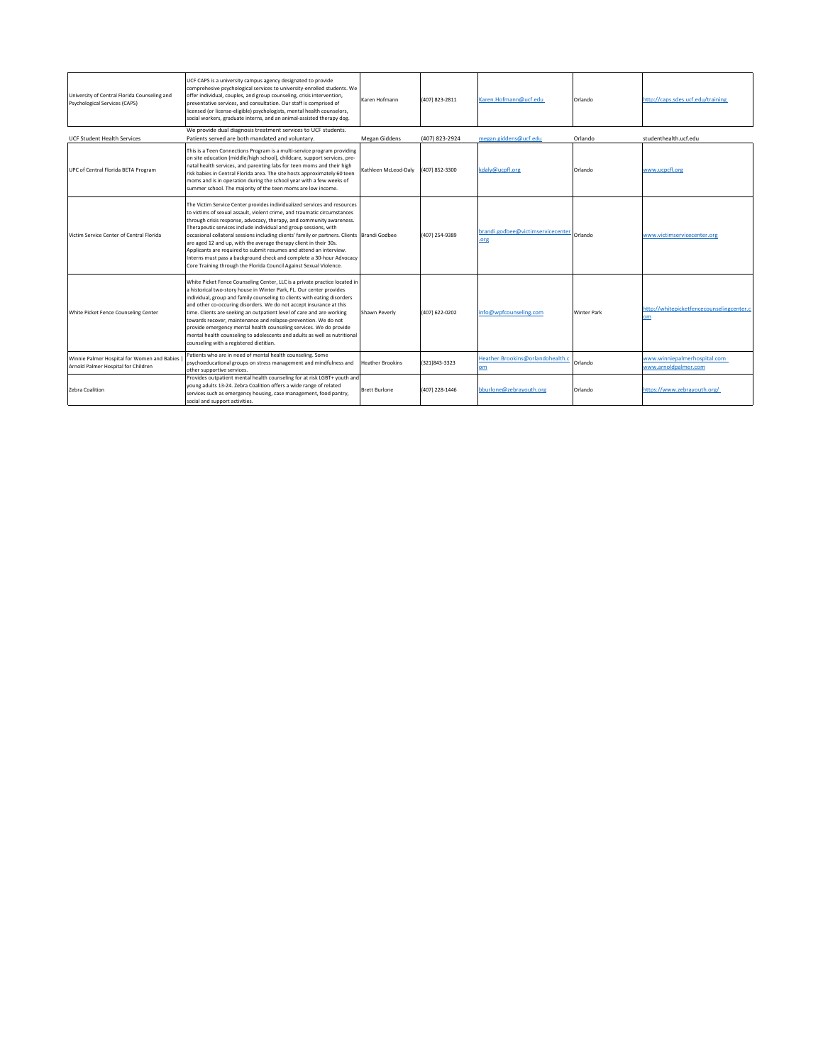| | | | | | | |
|---|---|---|---|---|---|---|
| University of Central Florida Counseling and Psychological Services (CAPS) | UCF CAPS is a university campus agency designated to provide comprehesive psychological services to university-enrolled students. We offer individual, couples, and group counseling, crisis intervention, preventative services, and consultation. Our staff is comprised of licensed (or license-eligible) psychologists, mental health counselors, social workers, graduate interns, and an animal-assisted therapy dog. | Karen Hofmann | (407) 823-2811 | Karen.Hofmann@ucf.edu | Orlando | http://caps.sdes.ucf.edu/training |
| UCF Student Health Services | We provide dual diagnosis treatment services to UCF students. Patients served are both mandated and voluntary. | Megan Giddens | (407) 823-2924 | megan.giddens@ucf.edu | Orlando | studenthealth.ucf.edu |
| UPC of Central Florida BETA Program | This is a Teen Connections Program is a multi-service program providing on site education (middle/high school), childcare, support services, pre-natal health services, and parenting labs for teen moms and their high risk babies in Central Florida area. The site hosts approximately 60 teen moms and is in operation during the school year with a few weeks of summer school. The majority of the teen moms are low income. | Kathleen McLeod-Daly | (407) 852-3300 | kdaly@ucpfl.org | Orlando | www.ucpcfl.org |
| Victim Service Center of Central Florida | The Victim Service Center provides individualized services and resources to victims of sexual assault, violent crime, and traumatic circumstances through crisis response, advocacy, therapy, and community awareness. Therapeutic services include individual and group sessions, with occasional collateral sessions including clients' family or partners. Clients are aged 12 and up, with the average therapy client in their 30s. Applicants are required to submit resumes and attend an interview. Interns must pass a background check and complete a 30-hour Advocacy Core Training through the Florida Council Against Sexual Violence. | Brandi Godbee | (407) 254-9389 | brandi.godbee@victimservicecenter.org | Orlando | www.victimservicecenter.org |
| White Picket Fence Counseling Center | White Picket Fence Counseling Center, LLC is a private practice located in a historical two-story house in Winter Park, FL. Our center provides individual, group and family counseling to clients with eating disorders and other co-occuring disorders. We do not accept insurance at this time. Clients are seeking an outpatient level of care and are working towards recover, maintenance and relapse-prevention. We do not provide emergency mental health counseling services. We do provide mental health counseling to adolescents and adults as well as nutritional counseling with a registered dietitian. | Shawn Peverly | (407) 622-0202 | info@wpfcounseling.com | Winter Park | http://whitepicketfencecounselingcenter.com |
| Winnie Palmer Hospital for Women and Babies \| Arnold Palmer Hospital for Children | Patients who are in need of mental health counseling. Some psychoeducational groups on stress management and mindfulness and other supportive services. | Heather Brookins | (321)843-3323 | Heather.Brookins@orlandohealth.com | Orlando | www.winniepalmerhospital.com www.arnoldpalmer.com |
| Zebra Coalition | Provides outpatient mental health counseling for at risk LGBT+ youth and young adults 13-24. Zebra Coalition offers a wide range of related services such as emergency housing, case management, food pantry, social and support activities. | Brett Burlone | (407) 228-1446 | bburlone@zebrayouth.org | Orlando | https://www.zebrayouth.org/ |